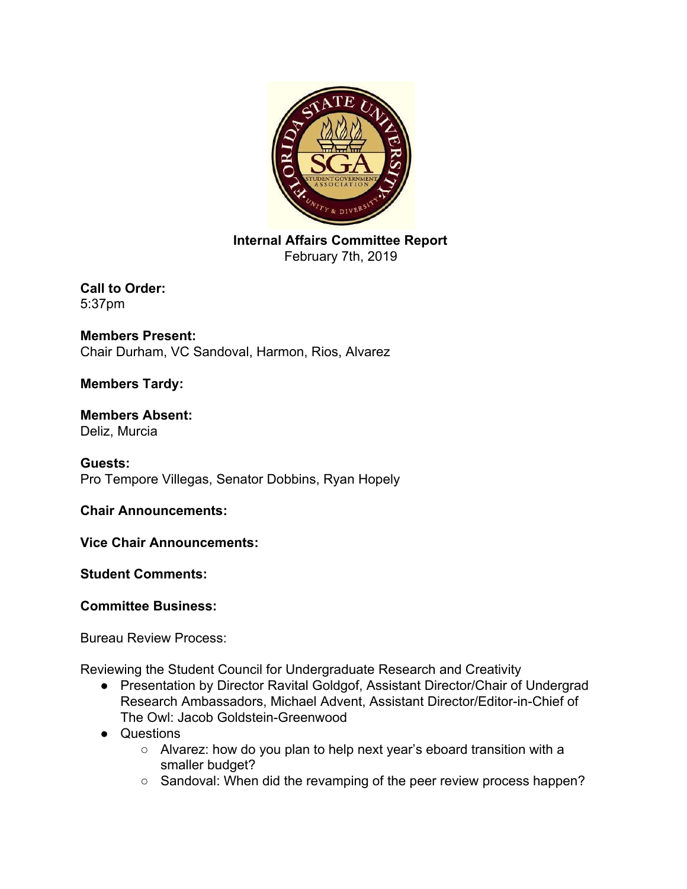**Internal Affairs Committee Report**
February 7th, 2019

**Call to Order:**
5:37pm

**Members Present:**
Chair Durham, VC Sandoval, Harmon, Rios, Alvarez

**Members Tardy:**

**Members Absent:**
Deliz, Murcia

**Guests:**
Pro Tempore Villegas, Senator Dobbins, Ryan Hopely

**Chair Announcements:**

**Vice Chair Announcements:**

**Student Comments:**

**Committee Business:**

Bureau Review Process:

Reviewing the Student Council for Undergraduate Research and Creativity

- Presentation by Director Ravital Goldgof, Assistant Director/Chair of Undergrad Research Ambassadors, Michael Advent, Assistant Director/Editor-in-Chief of The Owl: Jacob Goldstein-Greenwood
- Questions
  - Alvarez: how do you plan to help next year's eboard transition with a smaller budget?
  - Sandoval: When did the revamping of the peer review process happen?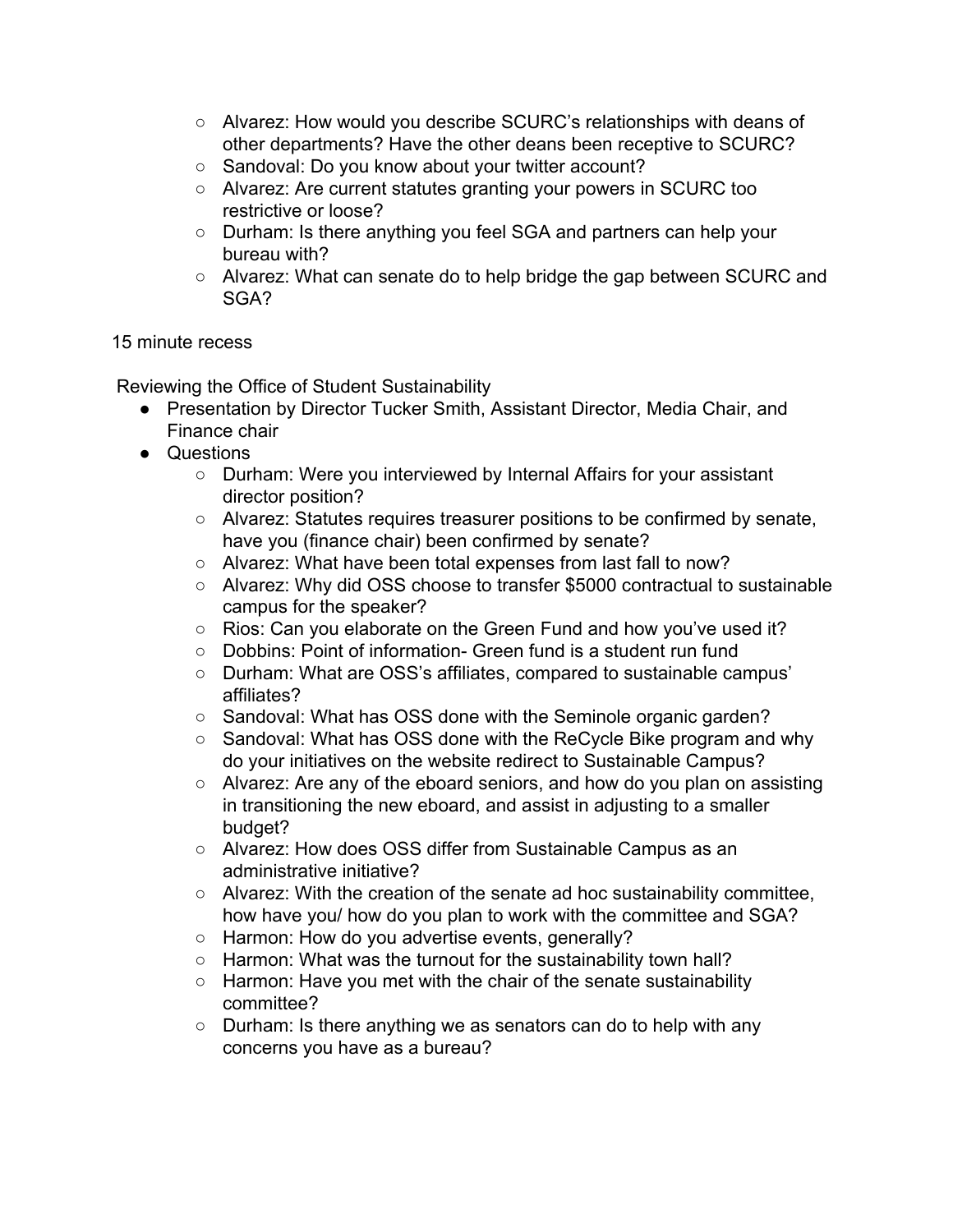- Alvarez: How would you describe SCURC's relationships with deans of other departments? Have the other deans been receptive to SCURC?
  - Sandoval: Do you know about your twitter account?
  - Alvarez: Are current statutes granting your powers in SCURC too restrictive or loose?
  - Durham: Is there anything you feel SGA and partners can help your bureau with?
  - Alvarez: What can senate do to help bridge the gap between SCURC and SGA?

15 minute recess

Reviewing the Office of Student Sustainability

- Presentation by Director Tucker Smith, Assistant Director, Media Chair, and Finance chair
- Questions
  - Durham: Were you interviewed by Internal Affairs for your assistant director position?
  - Alvarez: Statutes requires treasurer positions to be confirmed by senate, have you (finance chair) been confirmed by senate?
  - Alvarez: What have been total expenses from last fall to now?
  - Alvarez: Why did OSS choose to transfer $5000 contractual to sustainable campus for the speaker?
  - Rios: Can you elaborate on the Green Fund and how you've used it?
  - Dobbins: Point of information- Green fund is a student run fund
  - Durham: What are OSS's affiliates, compared to sustainable campus' affiliates?
  - Sandoval: What has OSS done with the Seminole organic garden?
  - Sandoval: What has OSS done with the ReCycle Bike program and why do your initiatives on the website redirect to Sustainable Campus?
  - Alvarez: Are any of the eboard seniors, and how do you plan on assisting in transitioning the new eboard, and assist in adjusting to a smaller budget?
  - Alvarez: How does OSS differ from Sustainable Campus as an administrative initiative?
  - Alvarez: With the creation of the senate ad hoc sustainability committee, how have you/ how do you plan to work with the committee and SGA?
  - Harmon: How do you advertise events, generally?
  - Harmon: What was the turnout for the sustainability town hall?
  - Harmon: Have you met with the chair of the senate sustainability committee?
  - Durham: Is there anything we as senators can do to help with any concerns you have as a bureau?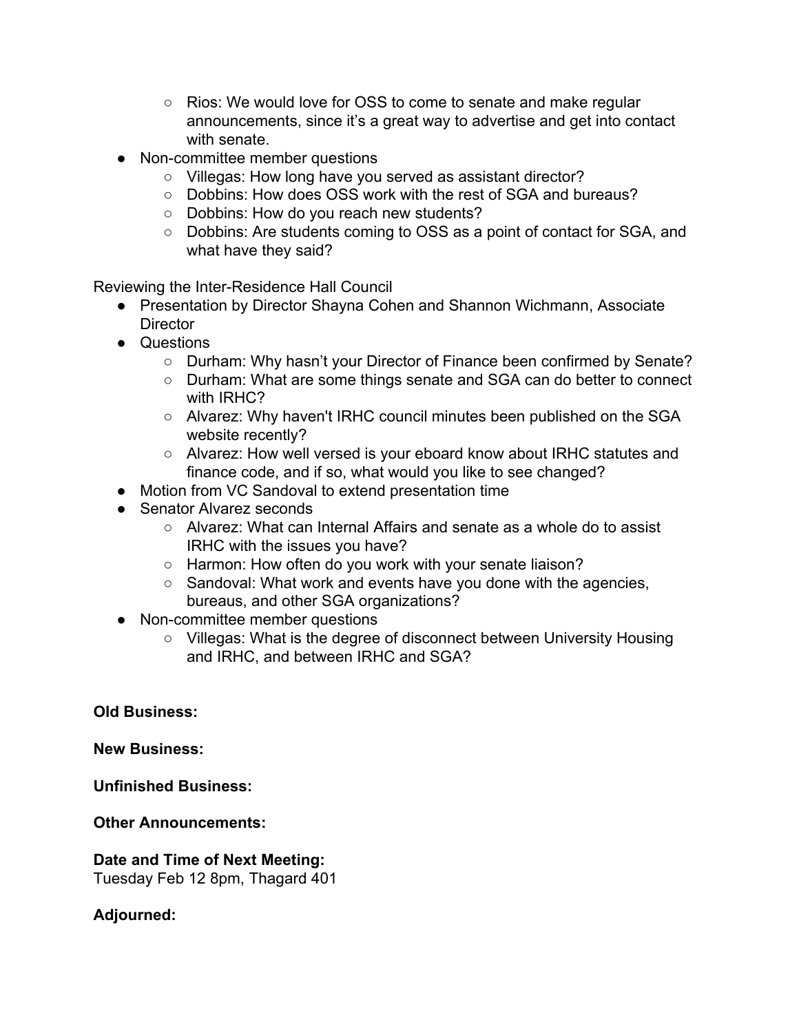- Rios: We would love for OSS to come to senate and make regular announcements, since it's a great way to advertise and get into contact with senate.
- Non-committee member questions
    - Villegas: How long have you served as assistant director?
    - Dobbins: How does OSS work with the rest of SGA and bureaus?
    - Dobbins: How do you reach new students?
    - Dobbins: Are students coming to OSS as a point of contact for SGA, and what have they said?

Reviewing the Inter-Residence Hall Council

- Presentation by Director Shayna Cohen and Shannon Wichmann, Associate Director
- Questions
    - Durham: Why hasn't your Director of Finance been confirmed by Senate?
    - Durham: What are some things senate and SGA can do better to connect with IRHC?
    - Alvarez: Why haven't IRHC council minutes been published on the SGA website recently?
    - Alvarez: How well versed is your eboard know about IRHC statutes and finance code, and if so, what would you like to see changed?
- Motion from VC Sandoval to extend presentation time
- Senator Alvarez seconds
    - Alvarez: What can Internal Affairs and senate as a whole do to assist IRHC with the issues you have?
    - Harmon: How often do you work with your senate liaison?
    - Sandoval: What work and events have you done with the agencies, bureaus, and other SGA organizations?
- Non-committee member questions
    - Villegas: What is the degree of disconnect between University Housing and IRHC, and between IRHC and SGA?

**Old Business:**

**New Business:**

**Unfinished Business:**

**Other Announcements:**

**Date and Time of Next Meeting:**
Tuesday Feb 12 8pm, Thagard 401

**Adjourned:**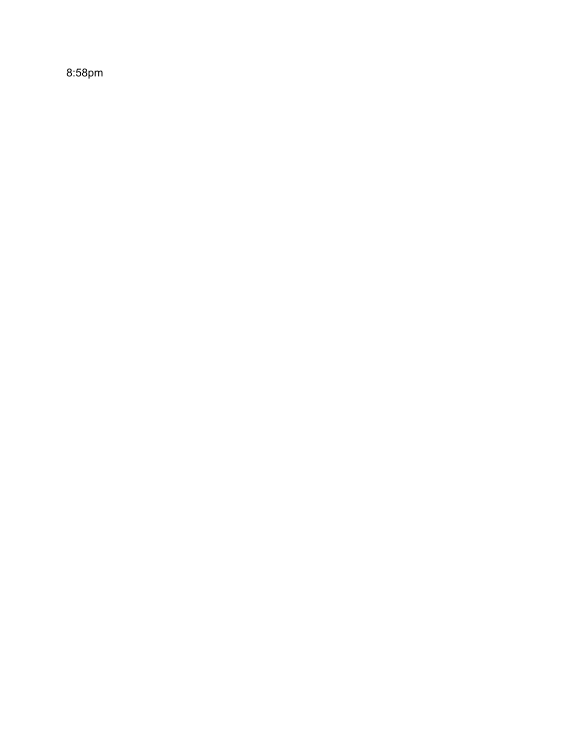8:58pm